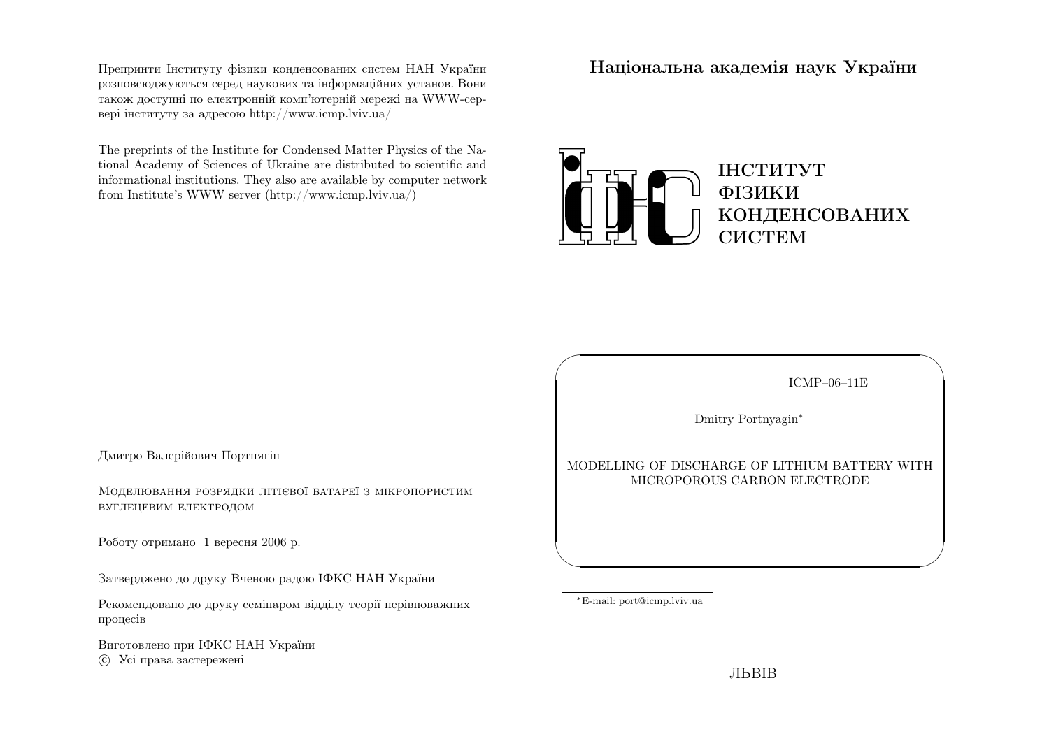Препринти Інституту фізики конденсованих систем НАН України розповсюджуються серед наукових та інформаційних установ. Вони також доступні по електронній комп'ютерній мережі на WWW-сервері інституту за адресою http://www.icmp.lviv.ua/

The preprints of the Institute for Condensed Matter Physics of the National Academy of Sciences of Ukraine are distributed to scientific and informational institutions. They also are available by computer network from Institute's WWW server (http://www.icmp.lviv.ua/)

Дмитро Валерійович Портнягін

Моделювання розрядки літієвої батареї з мікропористим вуглецевим електродом

Роботу отримано 1 вересня 2006 р.

Затверджено до друку Вченою радою ІФКС НАН України

Рекомендовано до друку семінаром відділу теорії нерівноважних процесів

Виготовлено при ІФКС НАН України
© Усі права застережені

**Національна академія наук України**

ІНСТИТУТ
ФІЗИКИ
КОНДЕНСОВАНИХ
СИСТЕМ

ICMP–06–11E

Dmitry Portnyagin*

MODELLING OF DISCHARGE OF LITHIUM BATTERY WITH MICROPOROUS CARBON ELECTRODE

*E-mail: port@icmp.lviv.ua

ЛЬВІВ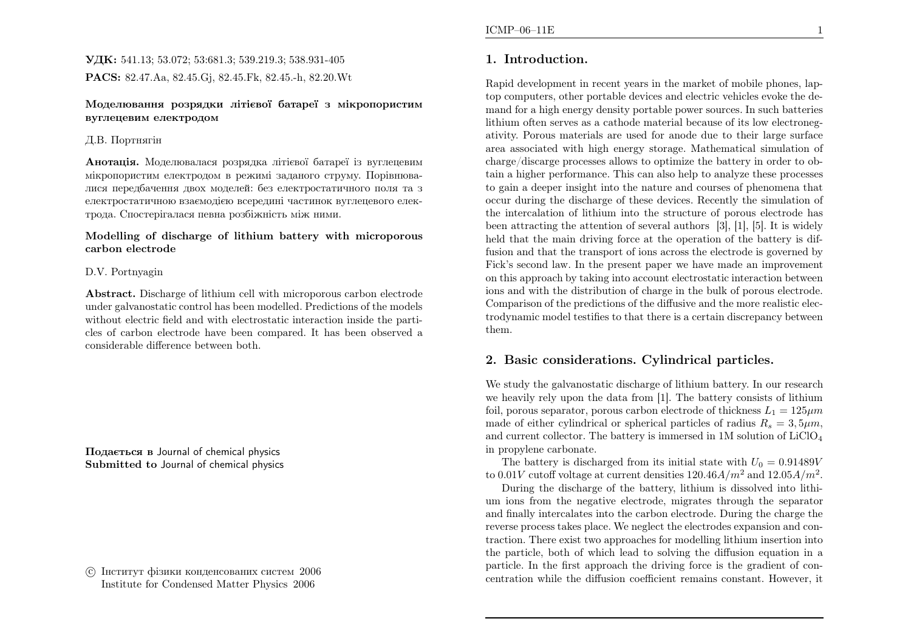**УДК:** 541.13; 53.072; 53:681.3; 539.219.3; 538.931-405

**PACS:** 82.47.Aa, 82.45.Gj, 82.45.Fk, 82.45.-h, 82.20.Wt

**Моделювання розрядки літієвої батареї з мікропористим вуглецевим електродом**

Д.В. Портнягін

**Анотація.** Моделювалася розрядка літієвої батареї із вуглецевим мікропористим електродом в режимі заданого струму. Порівнювалися передбачення двох моделей: без електростатичного поля та з електростатичною взаємодією всередині частинок вуглецевого електрода. Спостерігалася певна розбіжність між ними.

**Modelling of discharge of lithium battery with microporous carbon electrode**

D.V. Portnyagin

**Abstract.** Discharge of lithium cell with microporous carbon electrode under galvanostatic control has been modelled. Predictions of the models without electric field and with electrostatic interaction inside the particles of carbon electrode have been compared. It has been observed a considerable difference between both.

**Подається в** Journal of chemical physics
**Submitted to** Journal of chemical physics

© Інститут фізики конденсованих систем 2006
Institute for Condensed Matter Physics 2006

## 1. Introduction.

Rapid development in recent years in the market of mobile phones, laptop computers, other portable devices and electric vehicles evoke the demand for a high energy density portable power sources. In such batteries lithium often serves as a cathode material because of its low electronegativity. Porous materials are used for anode due to their large surface area associated with high energy storage. Mathematical simulation of charge/discarge processes allows to optimize the battery in order to obtain a higher performance. This can also help to analyze these processes to gain a deeper insight into the nature and courses of phenomena that occur during the discharge of these devices. Recently the simulation of the intercalation of lithium into the structure of porous electrode has been attracting the attention of several authors [3], [1], [5]. It is widely held that the main driving force at the operation of the battery is diffusion and that the transport of ions across the electrode is governed by Fick's second law. In the present paper we have made an improvement on this approach by taking into account electrostatic interaction between ions and with the distribution of charge in the bulk of porous electrode. Comparison of the predictions of the diffusive and the more realistic electrodynamic model testifies to that there is a certain discrepancy between them.

## 2. Basic considerations. Cylindrical particles.

We study the galvanostatic discharge of lithium battery. In our research we heavily rely upon the data from [1]. The battery consists of lithium foil, porous separator, porous carbon electrode of thickness $L_1 = 125 \mu m$ made of either cylindrical or spherical particles of radius $R_s = 3,5 \mu m$, and current collector. The battery is immersed in 1M solution of $LiClO_4$ in propylene carbonate.

The battery is discharged from its initial state with $U_0 = 0.91489V$ to $0.01V$ cutoff voltage at current densities $120.46 A/m^2$ and $12.05 A/m^2$.

During the discharge of the battery, lithium is dissolved into lithium ions from the negative electrode, migrates through the separator and finally intercalates into the carbon electrode. During the charge the reverse process takes place. We neglect the electrodes expansion and contraction. There exist two approaches for modelling lithium insertion into the particle, both of which lead to solving the diffusion equation in a particle. In the first approach the driving force is the gradient of concentration while the diffusion coefficient remains constant. However, it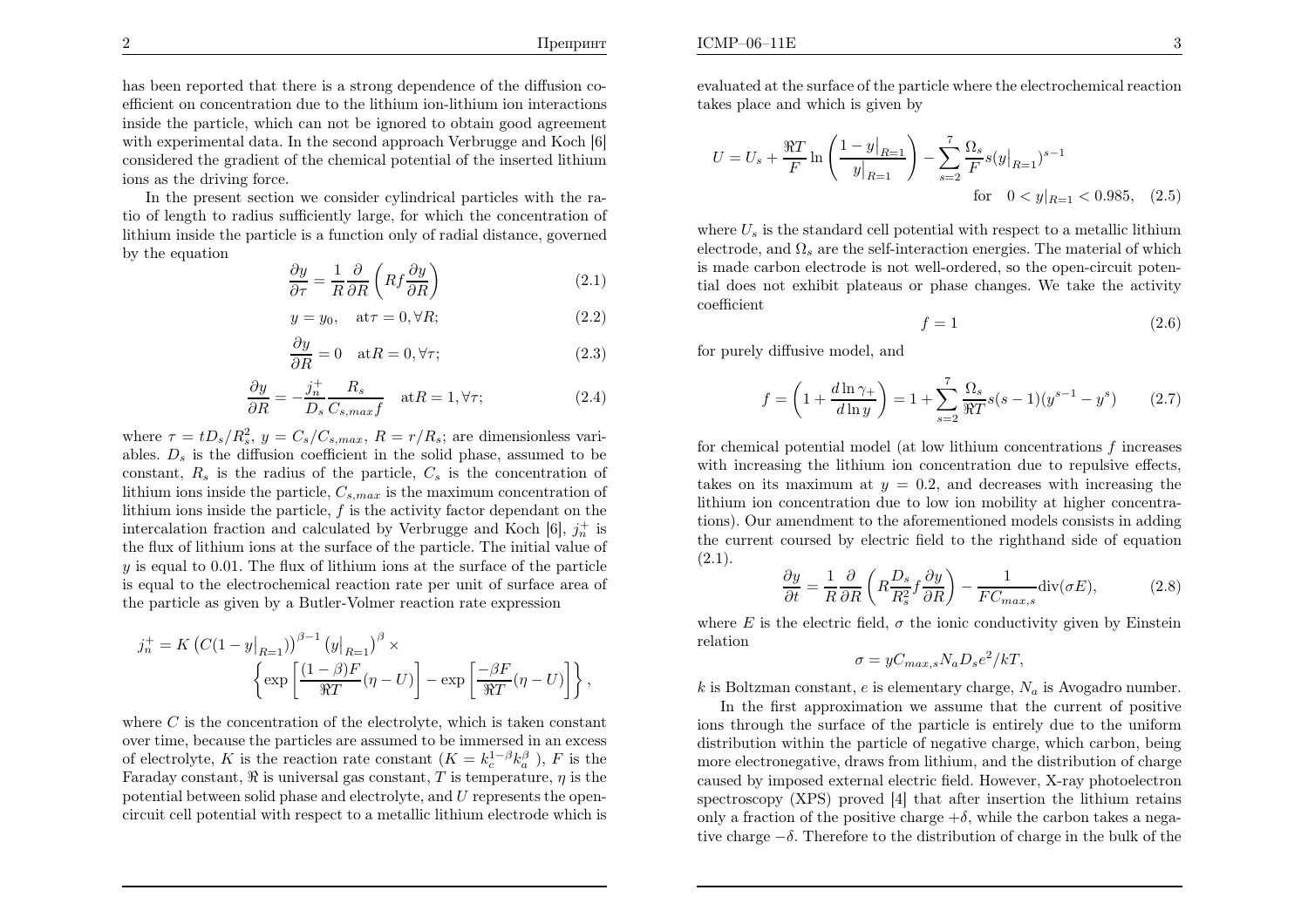has been reported that there is a strong dependence of the diffusion coefficient on concentration due to the lithium ion-lithium ion interactions inside the particle, which can not be ignored to obtain good agreement with experimental data. In the second approach Verbrugge and Koch [6] considered the gradient of the chemical potential of the inserted lithium ions as the driving force.

In the present section we consider cylindrical particles with the ratio of length to radius sufficiently large, for which the concentration of lithium inside the particle is a function only of radial distance, governed by the equation

$$\frac{\partial y}{\partial \tau} = \frac{1}{R}\frac{\partial}{\partial R}\left(Rf\frac{\partial y}{\partial R}\right) \tag{2.1}$$

$$y = y_0, \quad \text{at}\, \tau = 0, \forall R; \tag{2.2}$$

$$\frac{\partial y}{\partial R} = 0 \quad \text{at}\, R = 0, \forall \tau; \tag{2.3}$$

$$\frac{\partial y}{\partial R} = -\frac{j_n^+}{D_s}\frac{R_s}{C_{s,max}f} \quad \text{at}\, R = 1, \forall \tau; \tag{2.4}$$

where $\tau = tD_s/R_s^2$, $y = C_s/C_{s,max}$, $R = r/R_s$; are dimensionless variables. $D_s$ is the diffusion coefficient in the solid phase, assumed to be constant, $R_s$ is the radius of the particle, $C_s$ is the concentration of lithium ions inside the particle, $C_{s,max}$ is the maximum concentration of lithium ions inside the particle, $f$ is the activity factor dependant on the intercalation fraction and calculated by Verbrugge and Koch [6], $j_n^+$ is the flux of lithium ions at the surface of the particle. The initial value of $y$ is equal to 0.01. The flux of lithium ions at the surface of the particle is equal to the electrochemical reaction rate per unit of surface area of the particle as given by a Butler-Volmer reaction rate expression

$$j_n^+ = K\left(C(1 - y|_{R=1})\right)^{\beta-1}\left(y|_{R=1}\right)^{\beta} \times \left\{\exp\left[\frac{(1-\beta)F}{\Re T}(\eta - U)\right] - \exp\left[\frac{-\beta F}{\Re T}(\eta - U)\right]\right\},$$

where $C$ is the concentration of the electrolyte, which is taken constant over time, because the particles are assumed to be immersed in an excess of electrolyte, $K$ is the reaction rate constant ($K = k_c^{1-\beta}k_a^{\beta}$ ), $F$ is the Faraday constant, $\Re$ is universal gas constant, $T$ is temperature, $\eta$ is the potential between solid phase and electrolyte, and $U$ represents the open-circuit cell potential with respect to a metallic lithium electrode which is evaluated at the surface of the particle where the electrochemical reaction takes place and which is given by

$$U = U_s + \frac{\Re T}{F}\ln\left(\frac{1 - y|_{R=1}}{y|_{R=1}}\right) - \sum_{s=2}^{7}\frac{\Omega_s}{F}s(y|_{R=1})^{s-1} \quad \text{for} \quad 0 < y|_{R=1} < 0.985, \tag{2.5}$$

where $U_s$ is the standard cell potential with respect to a metallic lithium electrode, and $\Omega_s$ are the self-interaction energies. The material of which is made carbon electrode is not well-ordered, so the open-circuit potential does not exhibit plateaus or phase changes. We take the activity coefficient

$$f = 1 \tag{2.6}$$

for purely diffusive model, and

$$f = \left(1 + \frac{d\ln\gamma_+}{d\ln y}\right) = 1 + \sum_{s=2}^{7}\frac{\Omega_s}{\Re T}s(s-1)(y^{s-1} - y^s) \tag{2.7}$$

for chemical potential model (at low lithium concentrations $f$ increases with increasing the lithium ion concentration due to repulsive effects, takes on its maximum at $y = 0.2$, and decreases with increasing the lithium ion concentration due to low ion mobility at higher concentrations). Our amendment to the aforementioned models consists in adding the current coursed by electric field to the righthand side of equation (2.1).

$$\frac{\partial y}{\partial t} = \frac{1}{R}\frac{\partial}{\partial R}\left(R\frac{D_s}{R_s^2}f\frac{\partial y}{\partial R}\right) - \frac{1}{FC_{max,s}}\text{div}(\sigma E), \tag{2.8}$$

where $E$ is the electric field, $\sigma$ the ionic conductivity given by Einstein relation

$$\sigma = yC_{max,s}N_aD_se^2/kT,$$

$k$ is Boltzman constant, $e$ is elementary charge, $N_a$ is Avogadro number.

In the first approximation we assume that the current of positive ions through the surface of the particle is entirely due to the uniform distribution within the particle of negative charge, which carbon, being more electronegative, draws from lithium, and the distribution of charge caused by imposed external electric field. However, X-ray photoelectron spectroscopy (XPS) proved [4] that after insertion the lithium retains only a fraction of the positive charge $+\delta$, while the carbon takes a negative charge $-\delta$. Therefore to the distribution of charge in the bulk of the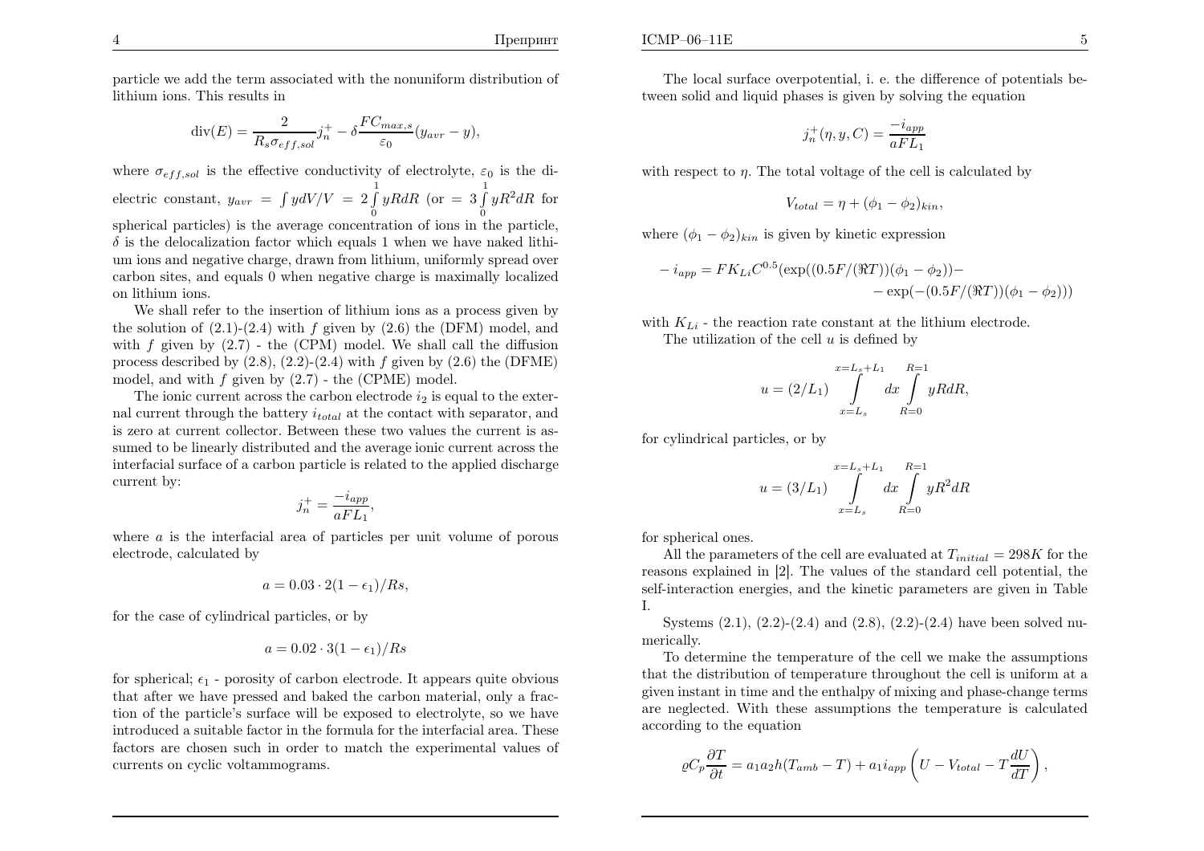particle we add the term associated with the nonuniform distribution of lithium ions. This results in

$$\mathrm{div}(E) = \frac{2}{R_s \sigma_{eff,sol}} j_n^+ - \delta \frac{F C_{max,s}}{\varepsilon_0}(y_{avr} - y),$$

where $\sigma_{eff,sol}$ is the effective conductivity of electrolyte, $\varepsilon_0$ is the dielectric constant, $y_{avr} = \int y dV/V = 2\int_0^1 y R dR$ (or $= 3\int_0^1 y R^2 dR$ for spherical particles) is the average concentration of ions in the particle, $\delta$ is the delocalization factor which equals 1 when we have naked lithium ions and negative charge, drawn from lithium, uniformly spread over carbon sites, and equals 0 when negative charge is maximally localized on lithium ions.

We shall refer to the insertion of lithium ions as a process given by the solution of (2.1)-(2.4) with $f$ given by (2.6) the (DFM) model, and with $f$ given by (2.7) - the (CPM) model. We shall call the diffusion process described by (2.8), (2.2)-(2.4) with $f$ given by (2.6) the (DFME) model, and with $f$ given by (2.7) - the (CPME) model.

The ionic current across the carbon electrode $i_2$ is equal to the external current through the battery $i_{total}$ at the contact with separator, and is zero at current collector. Between these two values the current is assumed to be linearly distributed and the average ionic current across the interfacial surface of a carbon particle is related to the applied discharge current by:

$$j_n^+ = \frac{-i_{app}}{a F L_1},$$

where $a$ is the interfacial area of particles per unit volume of porous electrode, calculated by

$$a = 0.03 \cdot 2(1 - \epsilon_1)/Rs,$$

for the case of cylindrical particles, or by

$$a = 0.02 \cdot 3(1 - \epsilon_1)/Rs$$

for spherical; $\epsilon_1$ - porosity of carbon electrode. It appears quite obvious that after we have pressed and baked the carbon material, only a fraction of the particle's surface will be exposed to electrolyte, so we have introduced a suitable factor in the formula for the interfacial area. These factors are chosen such in order to match the experimental values of currents on cyclic voltammograms.

The local surface overpotential, i. e. the difference of potentials between solid and liquid phases is given by solving the equation

$$j_n^+(\eta, y, C) = \frac{-i_{app}}{a F L_1}$$

with respect to $\eta$. The total voltage of the cell is calculated by

$$V_{total} = \eta + (\phi_1 - \phi_2)_{kin},$$

where $(\phi_1 - \phi_2)_{kin}$ is given by kinetic expression

$$-i_{app} = F K_{Li} C^{0.5}(\exp((0.5F/(\Re T))(\phi_1 - \phi_2)) - \exp(-(0.5F/(\Re T))(\phi_1 - \phi_2)))$$

with $K_{Li}$ - the reaction rate constant at the lithium electrode.

The utilization of the cell $u$ is defined by

$$u = (2/L_1) \int_{x=L_s}^{x=L_s+L_1} dx \int_{R=0}^{R=1} y R dR,$$

for cylindrical particles, or by

$$u = (3/L_1) \int_{x=L_s}^{x=L_s+L_1} dx \int_{R=0}^{R=1} y R^2 dR$$

for spherical ones.

All the parameters of the cell are evaluated at $T_{initial} = 298K$ for the reasons explained in [2]. The values of the standard cell potential, the self-interaction energies, and the kinetic parameters are given in Table I.

Systems (2.1), (2.2)-(2.4) and (2.8), (2.2)-(2.4) have been solved numerically.

To determine the temperature of the cell we make the assumptions that the distribution of temperature throughout the cell is uniform at a given instant in time and the enthalpy of mixing and phase-change terms are neglected. With these assumptions the temperature is calculated according to the equation

$$\varrho C_p \frac{\partial T}{\partial t} = a_1 a_2 h(T_{amb} - T) + a_1 i_{app}\left(U - V_{total} - T\frac{dU}{dT}\right),$$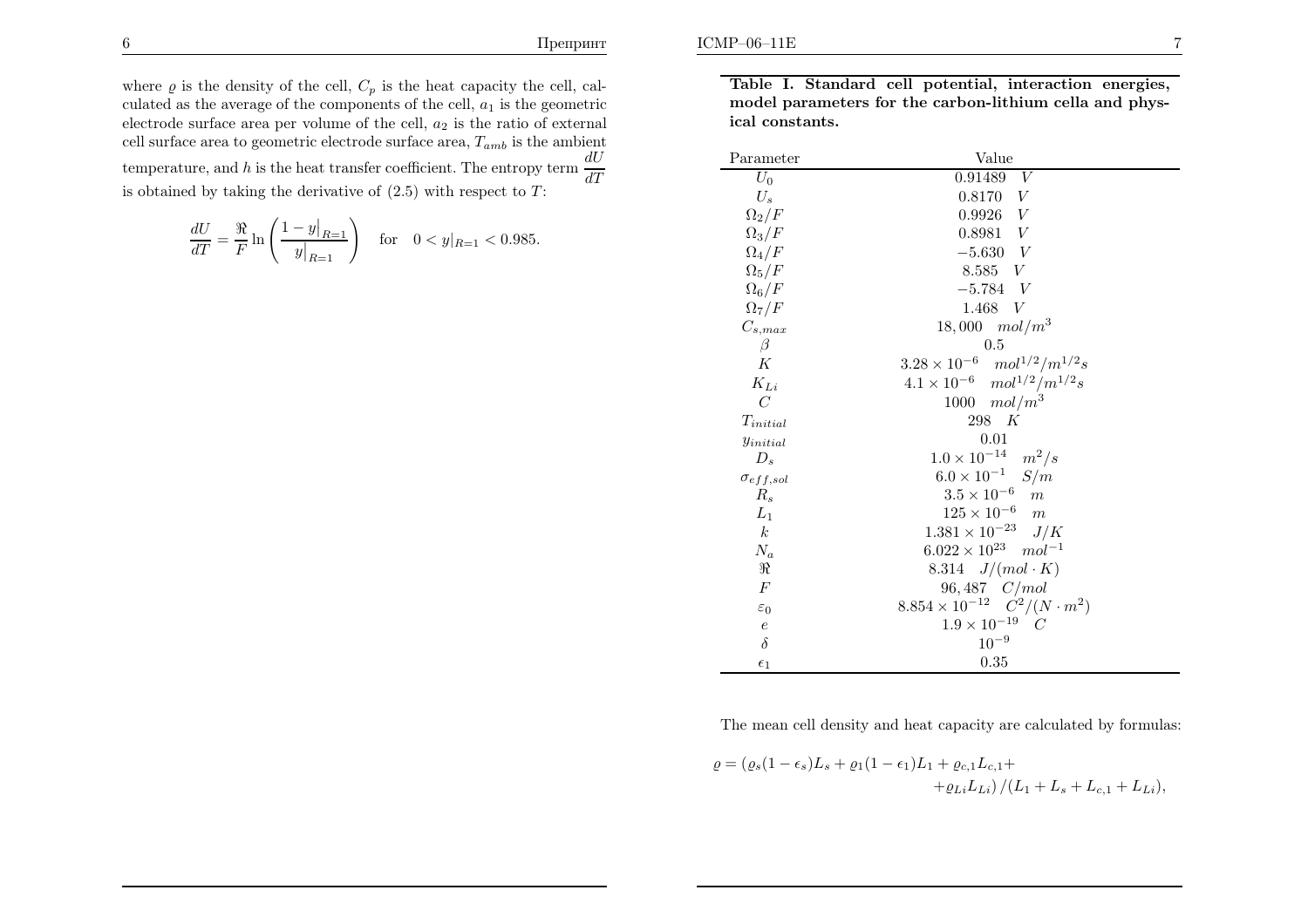where $\varrho$ is the density of the cell, $C_p$ is the heat capacity the cell, calculated as the average of the components of the cell, $a_1$ is the geometric electrode surface area per volume of the cell, $a_2$ is the ratio of external cell surface area to geometric electrode surface area, $T_{amb}$ is the ambient temperature, and $h$ is the heat transfer coefficient. The entropy term $\frac{dU}{dT}$ is obtained by taking the derivative of (2.5) with respect to $T$:

$$\frac{dU}{dT} = \frac{\Re}{F} \ln \left( \frac{1 - y\big|_{R=1}}{y\big|_{R=1}} \right) \quad \text{for} \quad 0 < y|_{R=1} < 0.985.$$

**Table I. Standard cell potential, interaction energies, model parameters for the carbon-lithium cella and physical constants.**

| Parameter | Value |
|---|---|
| $U_0$ | $0.91489 \quad V$ |
| $U_s$ | $0.8170 \quad V$ |
| $\Omega_2/F$ | $0.9926 \quad V$ |
| $\Omega_3/F$ | $0.8981 \quad V$ |
| $\Omega_4/F$ | $-5.630 \quad V$ |
| $\Omega_5/F$ | $8.585 \quad V$ |
| $\Omega_6/F$ | $-5.784 \quad V$ |
| $\Omega_7/F$ | $1.468 \quad V$ |
| $C_{s,max}$ | $18,000 \quad mol/m^3$ |
| $\beta$ | $0.5$ |
| $K$ | $3.28 \times 10^{-6} \quad mol^{1/2}/m^{1/2}s$ |
| $K_{Li}$ | $4.1 \times 10^{-6} \quad mol^{1/2}/m^{1/2}s$ |
| $C$ | $1000 \quad mol/m^3$ |
| $T_{initial}$ | $298 \quad K$ |
| $y_{initial}$ | $0.01$ |
| $D_s$ | $1.0 \times 10^{-14} \quad m^2/s$ |
| $\sigma_{eff,sol}$ | $6.0 \times 10^{-1} \quad S/m$ |
| $R_s$ | $3.5 \times 10^{-6} \quad m$ |
| $L_1$ | $125 \times 10^{-6} \quad m$ |
| $k$ | $1.381 \times 10^{-23} \quad J/K$ |
| $N_a$ | $6.022 \times 10^{23} \quad mol^{-1}$ |
| $\Re$ | $8.314 \quad J/(mol \cdot K)$ |
| $F$ | $96,487 \quad C/mol$ |
| $\varepsilon_0$ | $8.854 \times 10^{-12} \quad C^2/(N \cdot m^2)$ |
| $e$ | $1.9 \times 10^{-19} \quad C$ |
| $\delta$ | $10^{-9}$ |
| $\epsilon_1$ | $0.35$ |

The mean cell density and heat capacity are calculated by formulas:

$$\varrho = (\varrho_s(1-\epsilon_s)L_s + \varrho_1(1-\epsilon_1)L_1 + \varrho_{c,1}L_{c,1} + \\ + \varrho_{Li}L_{Li})/(L_1 + L_s + L_{c,1} + L_{Li}),$$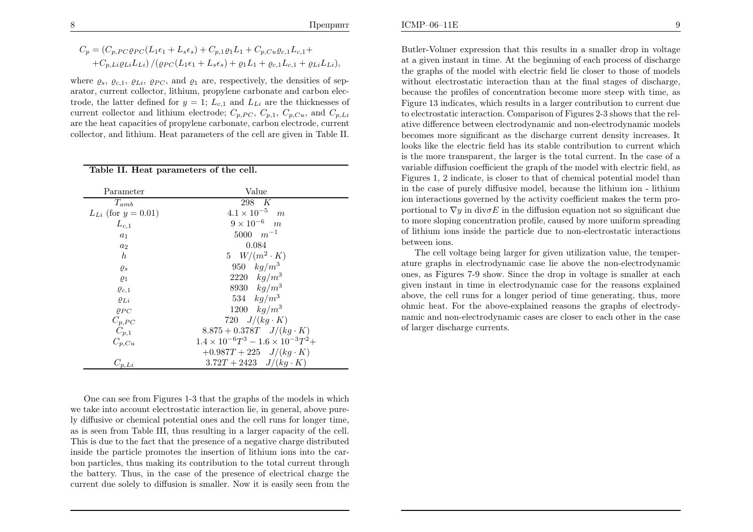$$C_p = (C_{p,PC}\varrho_{PC}(L_1\epsilon_1 + L_s\epsilon_s) + C_{p,1}\varrho_1 L_1 + C_{p,Cu}\varrho_{c,1}L_{c,1} + $$
$$+ C_{p,Li}\varrho_{Li}L_{Li}) / (\varrho_{PC}(L_1\epsilon_1 + L_s\epsilon_s) + \varrho_1 L_1 + \varrho_{c,1}L_{c,1} + \varrho_{Li}L_{Li}),$$

where $\varrho_s$, $\varrho_{c,1}$, $\varrho_{Li}$, $\varrho_{PC}$, and $\varrho_1$ are, respectively, the densities of separator, current collector, lithium, propylene carbonate and carbon electrode, the latter defined for $y = 1$; $L_{c,1}$ and $L_{Li}$ are the thicknesses of current collector and lithium electrode; $C_{p,PC}$, $C_{p,1}$, $C_{p,Cu}$, and $C_{p,Li}$ are the heat capacities of propylene carbonate, carbon electrode, current collector, and lithium. Heat parameters of the cell are given in Table II.

**Table II. Heat parameters of the cell.**

| Parameter | Value |
|---|---|
| $T_{amb}$ | $298 \quad K$ |
| $L_{Li}$ (for $y = 0.01$) | $4.1 \times 10^{-5} \quad m$ |
| $L_{c,1}$ | $9 \times 10^{-6} \quad m$ |
| $a_1$ | $5000 \quad m^{-1}$ |
| $a_2$ | $0.084$ |
| $h$ | $5 \quad W/(m^2 \cdot K)$ |
| $\varrho_s$ | $950 \quad kg/m^3$ |
| $\varrho_1$ | $2220 \quad kg/m^3$ |
| $\varrho_{c,1}$ | $8930 \quad kg/m^3$ |
| $\varrho_{Li}$ | $534 \quad kg/m^3$ |
| $\varrho_{PC}$ | $1200 \quad kg/m^3$ |
| $C_{p,PC}$ | $720 \quad J/(kg \cdot K)$ |
| $C_{p,1}$ | $8.875 + 0.378T \quad J/(kg \cdot K)$ |
| $C_{p,Cu}$ | $1.4 \times 10^{-6}T^3 - 1.6 \times 10^{-3}T^2 + 0.987T + 225 \quad J/(kg \cdot K)$ |
| $C_{p,Li}$ | $3.72T + 2423 \quad J/(kg \cdot K)$ |

One can see from Figures 1-3 that the graphs of the models in which we take into account electrostatic interaction lie, in general, above purely diffusive or chemical potential ones and the cell runs for longer time, as is seen from Table III, thus resulting in a larger capacity of the cell. This is due to the fact that the presence of a negative charge distributed inside the particle promotes the insertion of lithium ions into the carbon particles, thus making its contribution to the total current through the battery. Thus, in the case of the presence of electrical charge the current due solely to diffusion is smaller. Now it is easily seen from the Butler-Volmer expression that this results in a smaller drop in voltage at a given instant in time. At the beginning of each process of discharge the graphs of the model with electric field lie closer to those of models without electrostatic interaction than at the final stages of discharge, because the profiles of concentration become more steep with time, as Figure 13 indicates, which results in a larger contribution to current due to electrostatic interaction. Comparison of Figures 2-3 shows that the relative difference between electrodynamic and non-electrodynamic models becomes more significant as the discharge current density increases. It looks like the electric field has its stable contribution to current which is the more transparent, the larger is the total current. In the case of a variable diffusion coefficient the graph of the model with electric field, as Figures 1, 2 indicate, is closer to that of chemical potential model than in the case of purely diffusive model, because the lithium ion - lithium ion interactions governed by the activity coefficient makes the term proportional to $\nabla y$ in $\operatorname{div}\sigma E$ in the diffusion equation not so significant due to more sloping concentration profile, caused by more uniform spreading of lithium ions inside the particle due to non-electrostatic interactions between ions.

The cell voltage being larger for given utilization value, the temperature graphs in electrodynamic case lie above the non-electrodynamic ones, as Figures 7-9 show. Since the drop in voltage is smaller at each given instant in time in electrodynamic case for the reasons explained above, the cell runs for a longer period of time generating, thus, more ohmic heat. For the above-explained reasons the graphs of electrodynamic and non-electrodynamic cases are closer to each other in the case of larger discharge currents.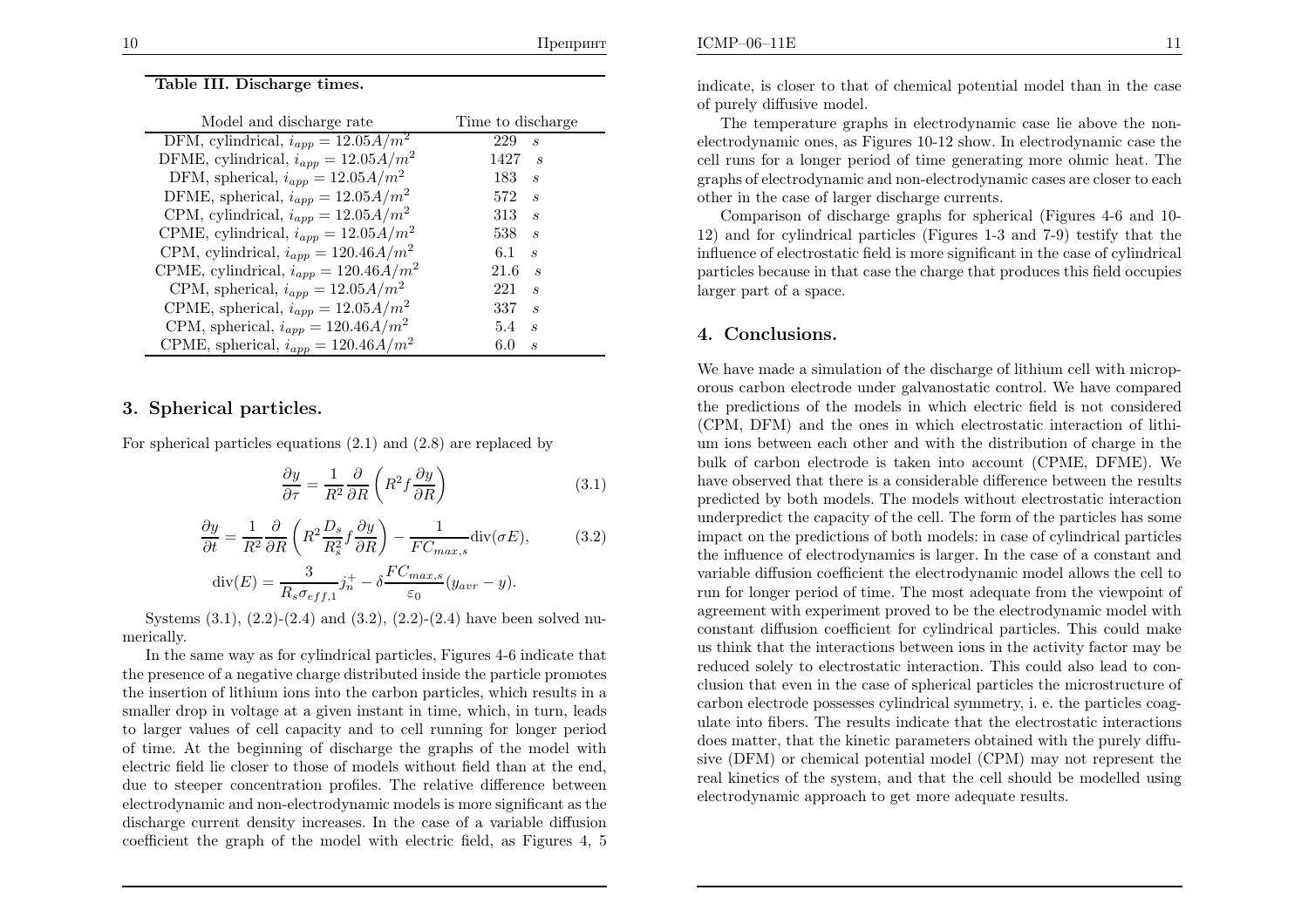**Table III. Discharge times.**

| Model and discharge rate | Time to discharge |
|---|---|
| DFM, cylindrical, $i_{app} = 12.05 A/m^2$ | 229 $s$ |
| DFME, cylindrical, $i_{app} = 12.05 A/m^2$ | 1427 $s$ |
| DFM, spherical, $i_{app} = 12.05 A/m^2$ | 183 $s$ |
| DFME, spherical, $i_{app} = 12.05 A/m^2$ | 572 $s$ |
| CPM, cylindrical, $i_{app} = 12.05 A/m^2$ | 313 $s$ |
| CPME, cylindrical, $i_{app} = 12.05 A/m^2$ | 538 $s$ |
| CPM, cylindrical, $i_{app} = 120.46 A/m^2$ | 6.1 $s$ |
| CPME, cylindrical, $i_{app} = 120.46 A/m^2$ | 21.6 $s$ |
| CPM, spherical, $i_{app} = 12.05 A/m^2$ | 221 $s$ |
| CPME, spherical, $i_{app} = 12.05 A/m^2$ | 337 $s$ |
| CPM, spherical, $i_{app} = 120.46 A/m^2$ | 5.4 $s$ |
| CPME, spherical, $i_{app} = 120.46 A/m^2$ | 6.0 $s$ |

## 3. Spherical particles.

For spherical particles equations (2.1) and (2.8) are replaced by

$$\frac{\partial y}{\partial \tau} = \frac{1}{R^2}\frac{\partial}{\partial R}\left(R^2 f \frac{\partial y}{\partial R}\right) \tag{3.1}$$

$$\frac{\partial y}{\partial t} = \frac{1}{R^2}\frac{\partial}{\partial R}\left(R^2 \frac{D_s}{R_s^2} f \frac{\partial y}{\partial R}\right) - \frac{1}{FC_{max,s}}\mathrm{div}(\sigma E), \tag{3.2}$$

$$\mathrm{div}(E) = \frac{3}{R_s \sigma_{eff,1}} j_n^+ - \delta \frac{FC_{max,s}}{\varepsilon_0}(y_{avr} - y).$$

Systems (3.1), (2.2)-(2.4) and (3.2), (2.2)-(2.4) have been solved numerically.

In the same way as for cylindrical particles, Figures 4-6 indicate that the presence of a negative charge distributed inside the particle promotes the insertion of lithium ions into the carbon particles, which results in a smaller drop in voltage at a given instant in time, which, in turn, leads to larger values of cell capacity and to cell running for longer period of time. At the beginning of discharge the graphs of the model with electric field lie closer to those of models without field than at the end, due to steeper concentration profiles. The relative difference between electrodynamic and non-electrodynamic models is more significant as the discharge current density increases. In the case of a variable diffusion coefficient the graph of the model with electric field, as Figures 4, 5 indicate, is closer to that of chemical potential model than in the case of purely diffusive model.

The temperature graphs in electrodynamic case lie above the non-electrodynamic ones, as Figures 10-12 show. In electrodynamic case the cell runs for a longer period of time generating more ohmic heat. The graphs of electrodynamic and non-electrodynamic cases are closer to each other in the case of larger discharge currents.

Comparison of discharge graphs for spherical (Figures 4-6 and 10-12) and for cylindrical particles (Figures 1-3 and 7-9) testify that the influence of electrostatic field is more significant in the case of cylindrical particles because in that case the charge that produces this field occupies larger part of a space.

## 4. Conclusions.

We have made a simulation of the discharge of lithium cell with microporous carbon electrode under galvanostatic control. We have compared the predictions of the models in which electric field is not considered (CPM, DFM) and the ones in which electrostatic interaction of lithium ions between each other and with the distribution of charge in the bulk of carbon electrode is taken into account (CPME, DFME). We have observed that there is a considerable difference between the results predicted by both models. The models without electrostatic interaction underpredict the capacity of the cell. The form of the particles has some impact on the predictions of both models: in case of cylindrical particles the influence of electrodynamics is larger. In the case of a constant and variable diffusion coefficient the electrodynamic model allows the cell to run for longer period of time. The most adequate from the viewpoint of agreement with experiment proved to be the electrodynamic model with constant diffusion coefficient for cylindrical particles. This could make us think that the interactions between ions in the activity factor may be reduced solely to electrostatic interaction. This could also lead to conclusion that even in the case of spherical particles the microstructure of carbon electrode possesses cylindrical symmetry, i. e. the particles coagulate into fibers. The results indicate that the electrostatic interactions does matter, that the kinetic parameters obtained with the purely diffusive (DFM) or chemical potential model (CPM) may not represent the real kinetics of the system, and that the cell should be modelled using electrodynamic approach to get more adequate results.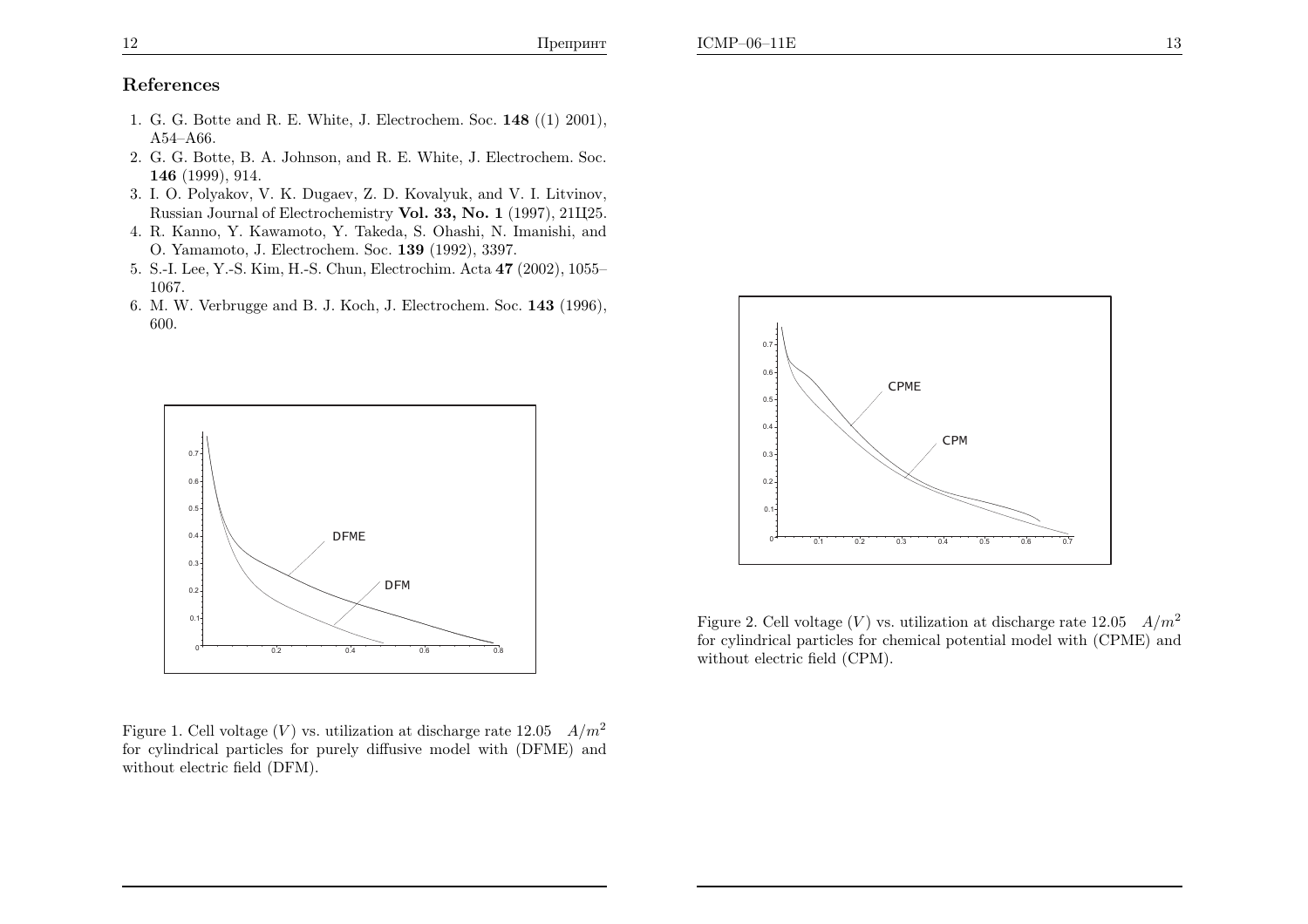## References

1. G. G. Botte and R. E. White, J. Electrochem. Soc. **148** ((1) 2001), A54–A66.
2. G. G. Botte, B. A. Johnson, and R. E. White, J. Electrochem. Soc. **146** (1999), 914.
3. I. O. Polyakov, V. K. Dugaev, Z. D. Kovalyuk, and V. I. Litvinov, Russian Journal of Electrochemistry **Vol. 33, No. 1** (1997), 21Ц25.
4. R. Kanno, Y. Kawamoto, Y. Takeda, S. Ohashi, N. Imanishi, and O. Yamamoto, J. Electrochem. Soc. **139** (1992), 3397.
5. S.-I. Lee, Y.-S. Kim, H.-S. Chun, Electrochim. Acta **47** (2002), 1055–1067.
6. M. W. Verbrugge and B. J. Koch, J. Electrochem. Soc. **143** (1996), 600.

Figure 1. Cell voltage ($V$) vs. utilization at discharge rate 12.05 $A/m^2$ for cylindrical particles for purely diffusive model with (DFME) and without electric field (DFM).

Figure 2. Cell voltage ($V$) vs. utilization at discharge rate 12.05 $A/m^2$ for cylindrical particles for chemical potential model with (CPME) and without electric field (CPM).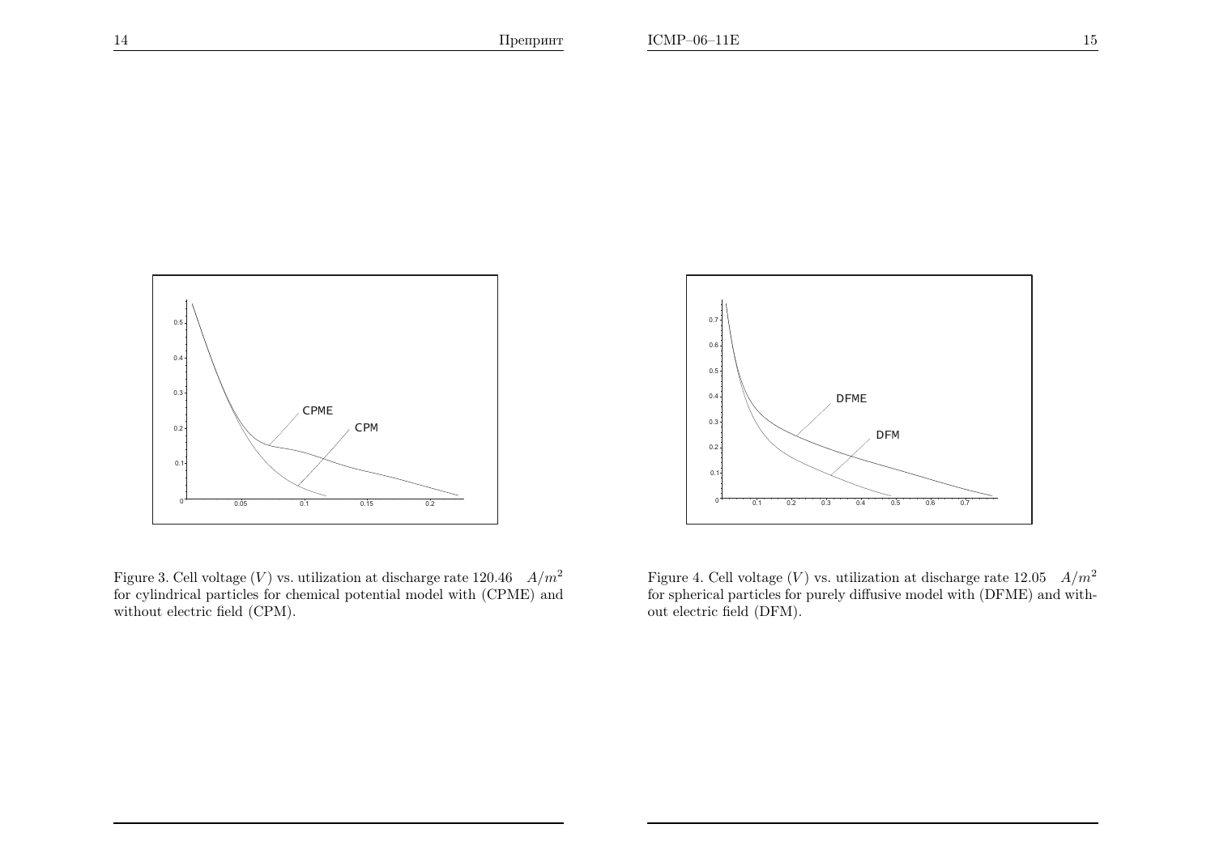Figure 3. Cell voltage ($V$) vs. utilization at discharge rate 120.46 $A/m^2$ for cylindrical particles for chemical potential model with (CPME) and without electric field (CPM).

Figure 4. Cell voltage ($V$) vs. utilization at discharge rate 12.05 $A/m^2$ for spherical particles for purely diffusive model with (DFME) and without electric field (DFM).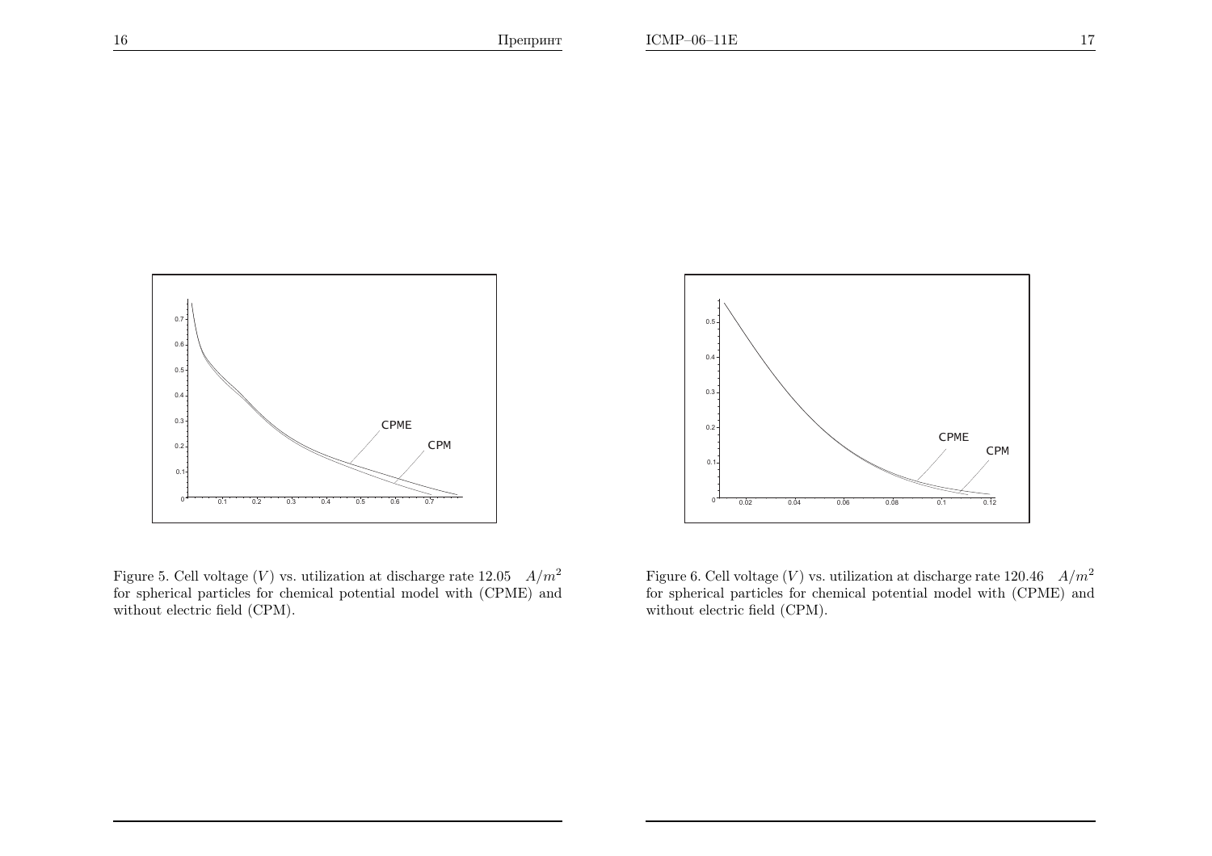Figure 5. Cell voltage ($V$) vs. utilization at discharge rate 12.05 $A/m^2$ for spherical particles for chemical potential model with (CPME) and without electric field (CPM).

Figure 6. Cell voltage ($V$) vs. utilization at discharge rate 120.46 $A/m^2$ for spherical particles for chemical potential model with (CPME) and without electric field (CPM).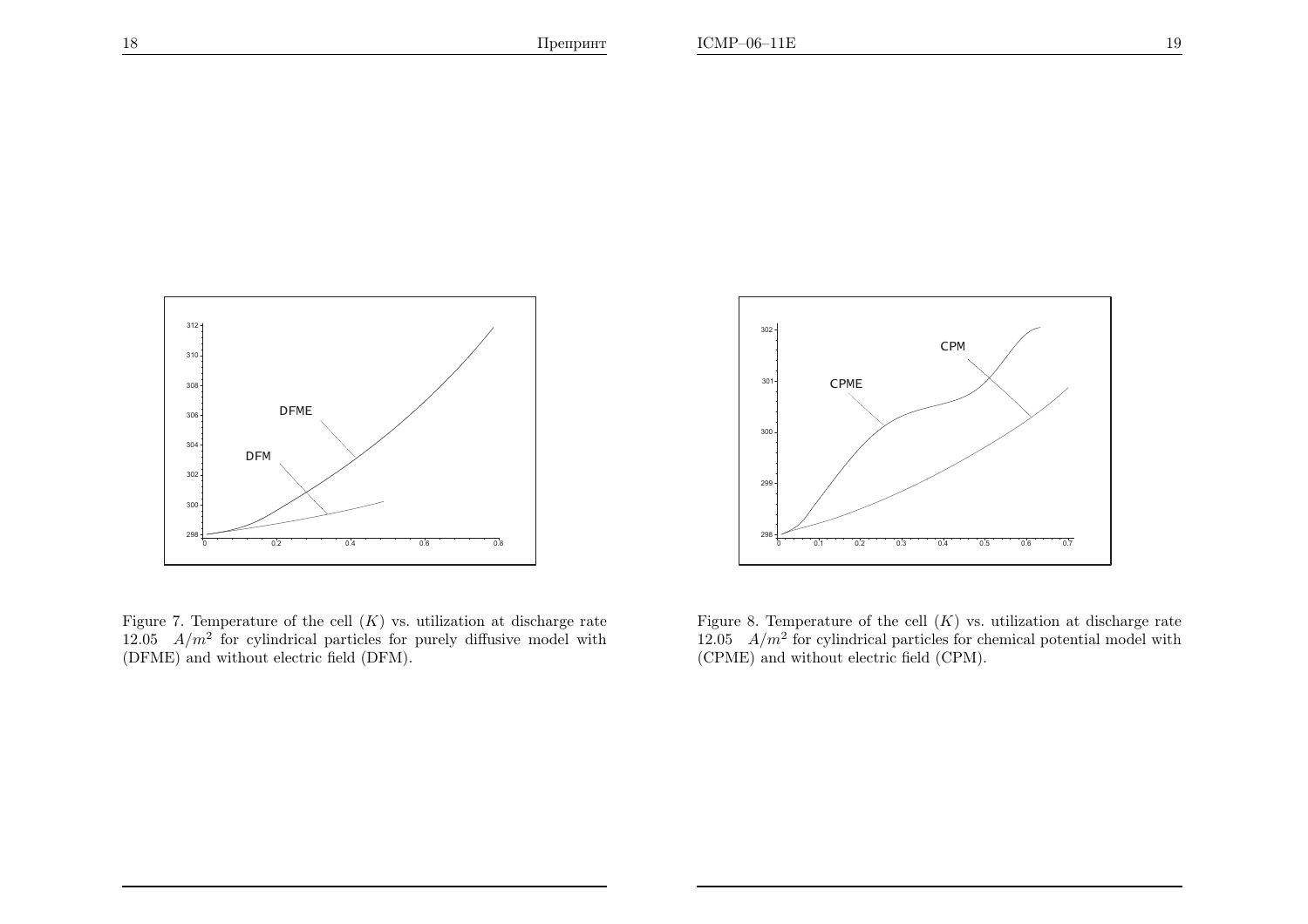Figure 7. Temperature of the cell $(K)$ vs. utilization at discharge rate 12.05 $A/m^2$ for cylindrical particles for purely diffusive model with (DFME) and without electric field (DFM).

Figure 8. Temperature of the cell $(K)$ vs. utilization at discharge rate 12.05 $A/m^2$ for cylindrical particles for chemical potential model with (CPME) and without electric field (CPM).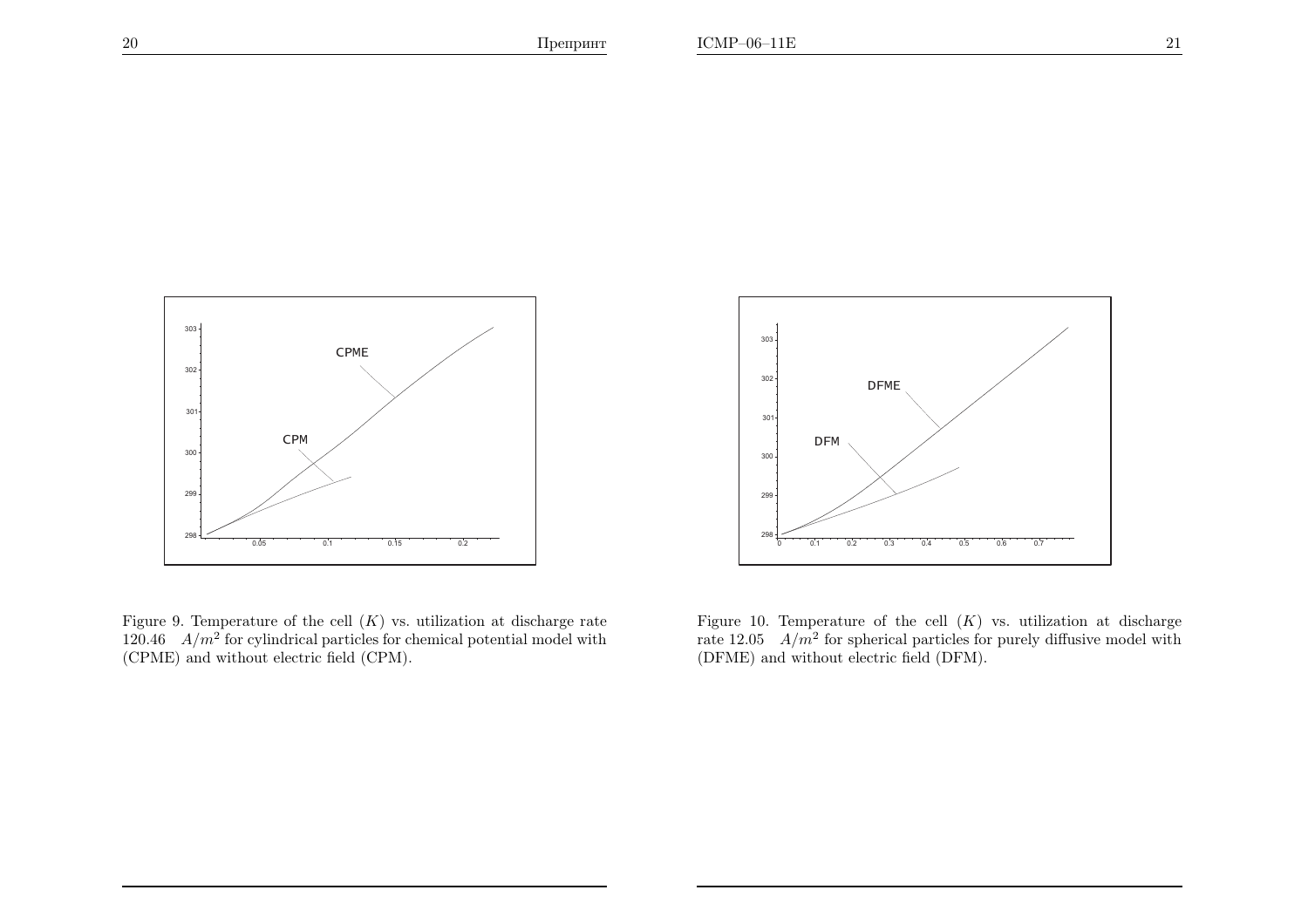Figure 9. Temperature of the cell ($K$) vs. utilization at discharge rate 120.46 $A/m^2$ for cylindrical particles for chemical potential model with (CPME) and without electric field (CPM).

Figure 10. Temperature of the cell ($K$) vs. utilization at discharge rate 12.05 $A/m^2$ for spherical particles for purely diffusive model with (DFME) and without electric field (DFM).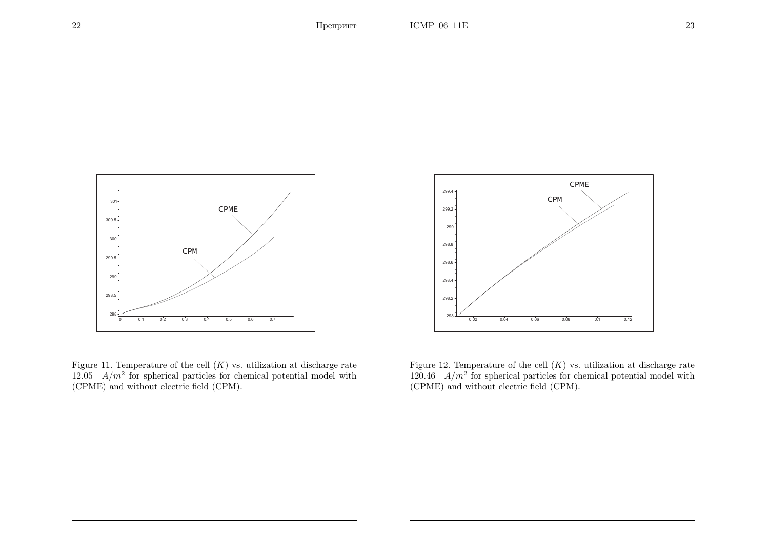Figure 11. Temperature of the cell ($K$) vs. utilization at discharge rate 12.05 $A/m^2$ for spherical particles for chemical potential model with (CPME) and without electric field (CPM).

Figure 12. Temperature of the cell ($K$) vs. utilization at discharge rate 120.46 $A/m^2$ for spherical particles for chemical potential model with (CPME) and without electric field (CPM).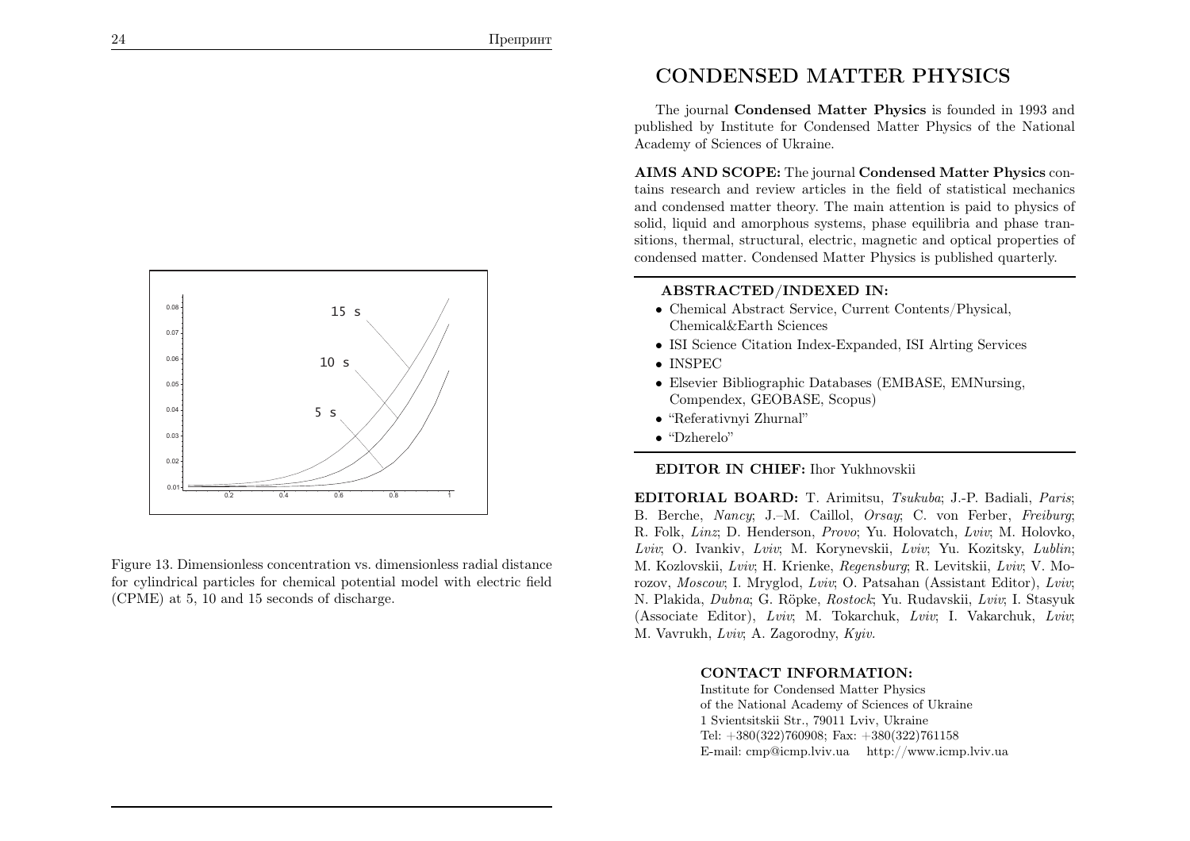0.08
0.07
0.06
0.05
0.04
0.03
0.02
0.01
0.2
0.4
0.6
0.8
1
15 s
10 s
5 s

Figure 13. Dimensionless concentration vs. dimensionless radial distance for cylindrical particles for chemical potential model with electric field (CPME) at 5, 10 and 15 seconds of discharge.

# CONDENSED MATTER PHYSICS

The journal **Condensed Matter Physics** is founded in 1993 and published by Institute for Condensed Matter Physics of the National Academy of Sciences of Ukraine.

**AIMS AND SCOPE:** The journal **Condensed Matter Physics** contains research and review articles in the field of statistical mechanics and condensed matter theory. The main attention is paid to physics of solid, liquid and amorphous systems, phase equilibria and phase transitions, thermal, structural, electric, magnetic and optical properties of condensed matter. Condensed Matter Physics is published quarterly.

**ABSTRACTED/INDEXED IN:**

- Chemical Abstract Service, Current Contents/Physical, Chemical&Earth Sciences
- ISI Science Citation Index-Expanded, ISI Alrting Services
- INSPEC
- Elsevier Bibliographic Databases (EMBASE, EMNursing, Compendex, GEOBASE, Scopus)
- "Referativnyi Zhurnal"
- "Dzherelo"

**EDITOR IN CHIEF:** Ihor Yukhnovskii

**EDITORIAL BOARD:** T. Arimitsu, *Tsukuba*; J.-P. Badiali, *Paris*; B. Berche, *Nancy*; J.–M. Caillol, *Orsay*; C. von Ferber, *Freiburg*; R. Folk, *Linz*; D. Henderson, *Provo*; Yu. Holovatch, *Lviv*; M. Holovko, *Lviv*; O. Ivankiv, *Lviv*; M. Korynevskii, *Lviv*; Yu. Kozitsky, *Lublin*; M. Kozlovskii, *Lviv*; H. Krienke, *Regensburg*; R. Levitskii, *Lviv*; V. Morozov, *Moscow*; I. Mryglod, *Lviv*; O. Patsahan (Assistant Editor), *Lviv*; N. Plakida, *Dubna*; G. Röpke, *Rostock*; Yu. Rudavskii, *Lviv*; I. Stasyuk (Associate Editor), *Lviv*; M. Tokarchuk, *Lviv*; I. Vakarchuk, *Lviv*; M. Vavrukh, *Lviv*; A. Zagorodny, *Kyiv*.

**CONTACT INFORMATION:**

Institute for Condensed Matter Physics
of the National Academy of Sciences of Ukraine
1 Svientsitskii Str., 79011 Lviv, Ukraine
Tel: +380(322)760908; Fax: +380(322)761158
E-mail: cmp@icmp.lviv.ua http://www.icmp.lviv.ua